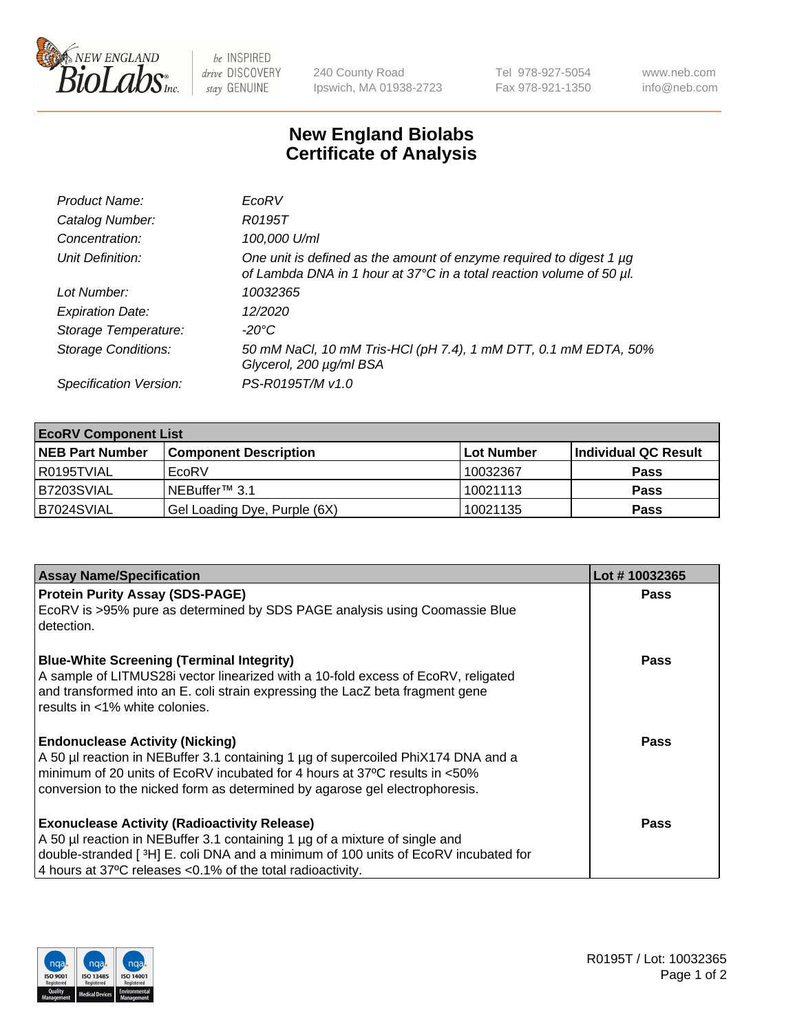New England BioLabs Inc. — be INSPIRED drive DISCOVERY stay GENUINE

240 County Road
Ipswich, MA 01938-2723

Tel 978-927-5054
Fax 978-921-1350

www.neb.com
info@neb.com

# New England Biolabs Certificate of Analysis

| | |
|---|---|
| *Product Name:* | *EcoRV* |
| *Catalog Number:* | *R0195T* |
| *Concentration:* | *100,000 U/ml* |
| *Unit Definition:* | *One unit is defined as the amount of enzyme required to digest 1 µg of Lambda DNA in 1 hour at 37°C in a total reaction volume of 50 µl.* |
| *Lot Number:* | *10032365* |
| *Expiration Date:* | *12/2020* |
| *Storage Temperature:* | *-20°C* |
| *Storage Conditions:* | *50 mM NaCl, 10 mM Tris-HCl (pH 7.4), 1 mM DTT, 0.1 mM EDTA, 50% Glycerol, 200 µg/ml BSA* |
| *Specification Version:* | *PS-R0195T/M v1.0* |

**EcoRV Component List**

| NEB Part Number | Component Description | Lot Number | Individual QC Result |
|---|---|---|---|
| R0195TVIAL | EcoRV | 10032367 | **Pass** |
| B7203SVIAL | NEBuffer™ 3.1 | 10021113 | **Pass** |
| B7024SVIAL | Gel Loading Dye, Purple (6X) | 10021135 | **Pass** |

| Assay Name/Specification | Lot # 10032365 |
|---|---|
| **Protein Purity Assay (SDS-PAGE)**<br>EcoRV is >95% pure as determined by SDS PAGE analysis using Coomassie Blue detection. | **Pass** |
| **Blue-White Screening (Terminal Integrity)**<br>A sample of LITMUS28i vector linearized with a 10-fold excess of EcoRV, religated and transformed into an E. coli strain expressing the LacZ beta fragment gene results in <1% white colonies. | **Pass** |
| **Endonuclease Activity (Nicking)**<br>A 50 µl reaction in NEBuffer 3.1 containing 1 µg of supercoiled PhiX174 DNA and a minimum of 20 units of EcoRV incubated for 4 hours at 37ºC results in <50% conversion to the nicked form as determined by agarose gel electrophoresis. | **Pass** |
| **Exonuclease Activity (Radioactivity Release)**<br>A 50 µl reaction in NEBuffer 3.1 containing 1 µg of a mixture of single and double-stranded [ $^{3}$H] E. coli DNA and a minimum of 100 units of EcoRV incubated for 4 hours at 37ºC releases <0.1% of the total radioactivity. | **Pass** |

R0195T / Lot: 10032365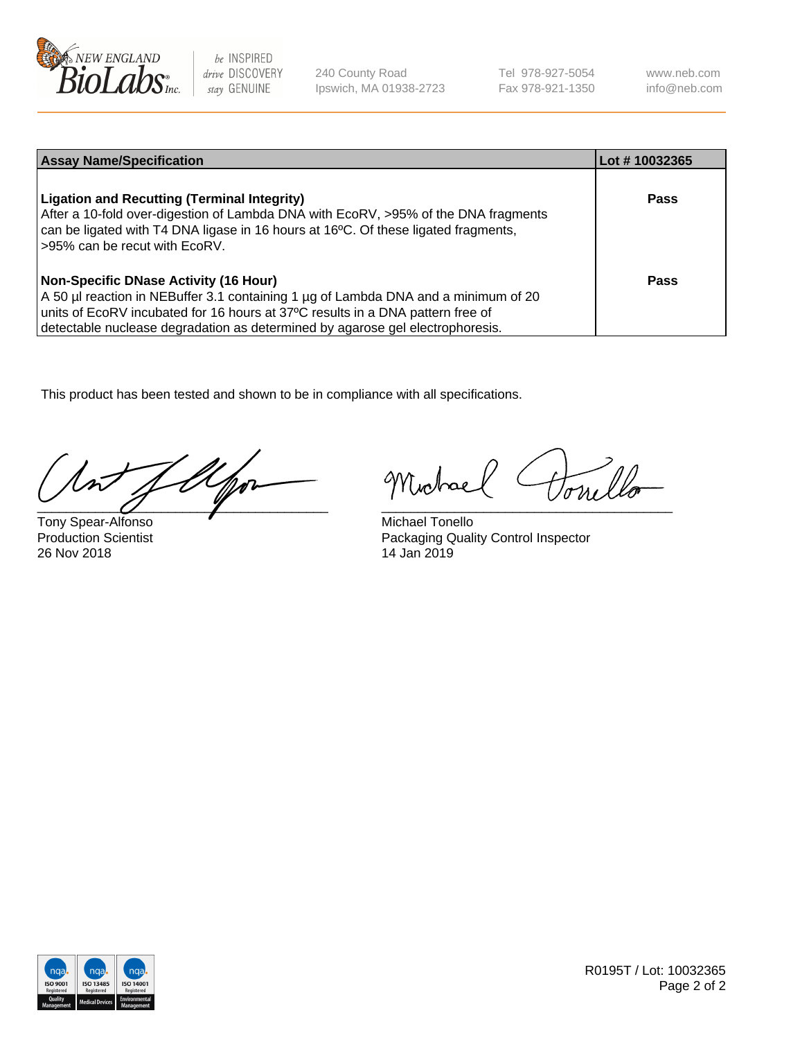NEW ENGLAND BioLabs Inc. | be INSPIRED drive DISCOVERY stay GENUINE | 240 County Road Ipswich, MA 01938-2723 | Tel 978-927-5054 Fax 978-921-1350 | www.neb.com info@neb.com

| Assay Name/Specification | Lot # 10032365 |
|---|---|
| **Ligation and Recutting (Terminal Integrity)**<br>After a 10-fold over-digestion of Lambda DNA with EcoRV, >95% of the DNA fragments can be ligated with T4 DNA ligase in 16 hours at 16ºC. Of these ligated fragments, >95% can be recut with EcoRV. | **Pass** |
| **Non-Specific DNase Activity (16 Hour)**<br>A 50 µl reaction in NEBuffer 3.1 containing 1 µg of Lambda DNA and a minimum of 20 units of EcoRV incubated for 16 hours at 37ºC results in a DNA pattern free of detectable nuclease degradation as determined by agarose gel electrophoresis. | **Pass** |

This product has been tested and shown to be in compliance with all specifications.

Tony Spear-Alfonso
Production Scientist
26 Nov 2018

Michael Tonello
Packaging Quality Control Inspector
14 Jan 2019

R0195T / Lot: 10032365